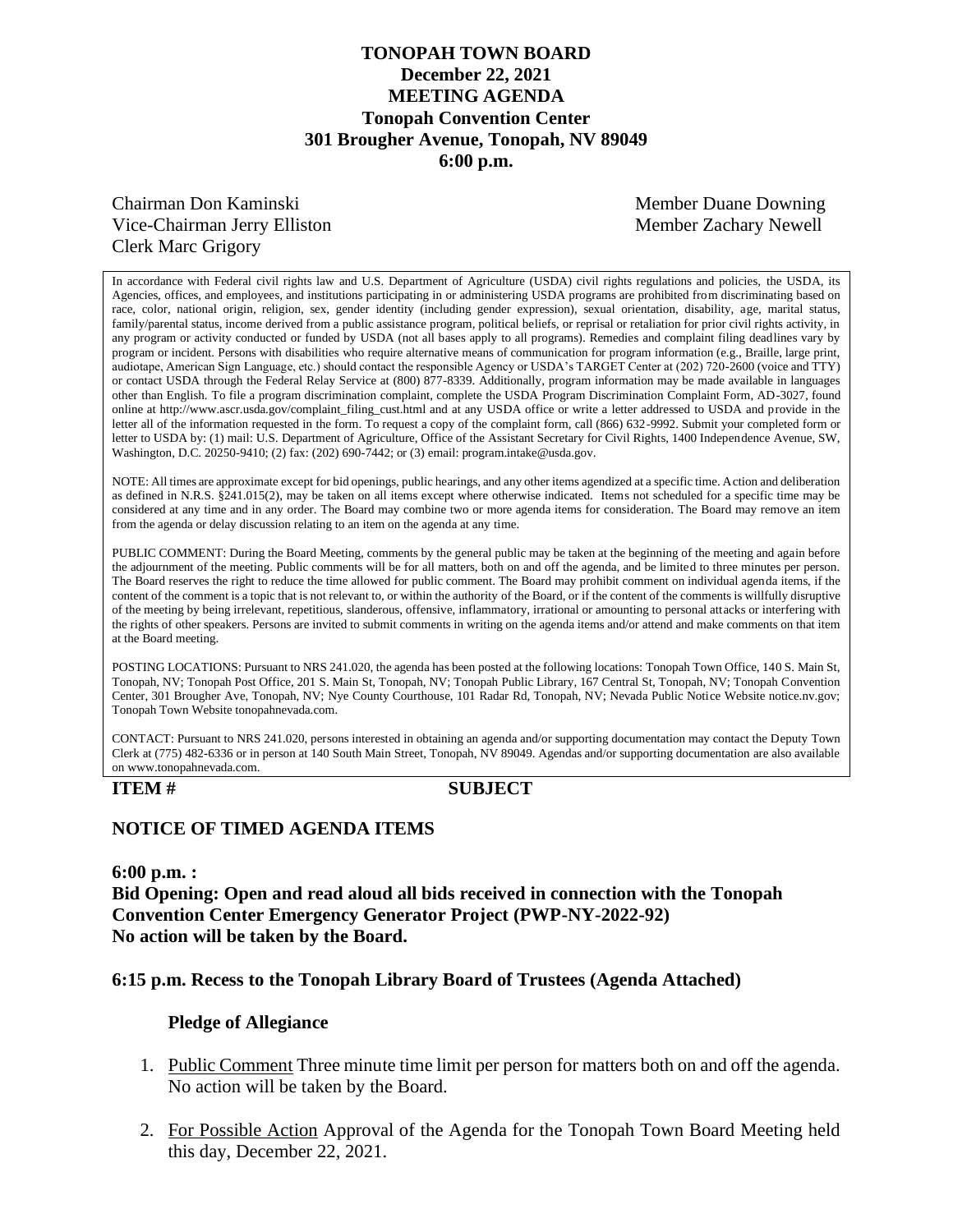# TONOPAH TOWN BOARD
## December 22, 2021
## MEETING AGENDA
## Tonopah Convention Center
## 301 Brougher Avenue, Tonopah, NV 89049
## 6:00 p.m.

Chairman Don Kaminski
Vice-Chairman Jerry Elliston
Clerk Marc Grigory
Member Duane Downing
Member Zachary Newell

In accordance with Federal civil rights law and U.S. Department of Agriculture (USDA) civil rights regulations and policies, the USDA, its Agencies, offices, and employees, and institutions participating in or administering USDA programs are prohibited from discriminating based on race, color, national origin, religion, sex, gender identity (including gender expression), sexual orientation, disability, age, marital status, family/parental status, income derived from a public assistance program, political beliefs, or reprisal or retaliation for prior civil rights activity, in any program or activity conducted or funded by USDA (not all bases apply to all programs). Remedies and complaint filing deadlines vary by program or incident. Persons with disabilities who require alternative means of communication for program information (e.g., Braille, large print, audiotape, American Sign Language, etc.) should contact the responsible Agency or USDA's TARGET Center at (202) 720-2600 (voice and TTY) or contact USDA through the Federal Relay Service at (800) 877-8339. Additionally, program information may be made available in languages other than English. To file a program discrimination complaint, complete the USDA Program Discrimination Complaint Form, AD-3027, found online at http://www.ascr.usda.gov/complaint_filing_cust.html and at any USDA office or write a letter addressed to USDA and provide in the letter all of the information requested in the form. To request a copy of the complaint form, call (866) 632-9992. Submit your completed form or letter to USDA by: (1) mail: U.S. Department of Agriculture, Office of the Assistant Secretary for Civil Rights, 1400 Independence Avenue, SW, Washington, D.C. 20250-9410; (2) fax: (202) 690-7442; or (3) email: program.intake@usda.gov.

NOTE: All times are approximate except for bid openings, public hearings, and any other items agendized at a specific time. Action and deliberation as defined in N.R.S. §241.015(2), may be taken on all items except where otherwise indicated. Items not scheduled for a specific time may be considered at any time and in any order. The Board may combine two or more agenda items for consideration. The Board may remove an item from the agenda or delay discussion relating to an item on the agenda at any time.

PUBLIC COMMENT: During the Board Meeting, comments by the general public may be taken at the beginning of the meeting and again before the adjournment of the meeting. Public comments will be for all matters, both on and off the agenda, and be limited to three minutes per person. The Board reserves the right to reduce the time allowed for public comment. The Board may prohibit comment on individual agenda items, if the content of the comment is a topic that is not relevant to, or within the authority of the Board, or if the content of the comments is willfully disruptive of the meeting by being irrelevant, repetitious, slanderous, offensive, inflammatory, irrational or amounting to personal attacks or interfering with the rights of other speakers. Persons are invited to submit comments in writing on the agenda items and/or attend and make comments on that item at the Board meeting.

POSTING LOCATIONS: Pursuant to NRS 241.020, the agenda has been posted at the following locations: Tonopah Town Office, 140 S. Main St, Tonopah, NV; Tonopah Post Office, 201 S. Main St, Tonopah, NV; Tonopah Public Library, 167 Central St, Tonopah, NV; Tonopah Convention Center, 301 Brougher Ave, Tonopah, NV; Nye County Courthouse, 101 Radar Rd, Tonopah, NV; Nevada Public Notice Website notice.nv.gov; Tonopah Town Website tonopahnevada.com.

CONTACT: Pursuant to NRS 241.020, persons interested in obtaining an agenda and/or supporting documentation may contact the Deputy Town Clerk at (775) 482-6336 or in person at 140 South Main Street, Tonopah, NV 89049. Agendas and/or supporting documentation are also available on www.tonopahnevada.com.

**ITEM #** **SUBJECT**

**NOTICE OF TIMED AGENDA ITEMS**

**6:00 p.m. :**
**Bid Opening: Open and read aloud all bids received in connection with the Tonopah Convention Center Emergency Generator Project (PWP-NY-2022-92)**
**No action will be taken by the Board.**

**6:15 p.m. Recess to the Tonopah Library Board of Trustees (Agenda Attached)**

**Pledge of Allegiance**

1. Public Comment Three minute time limit per person for matters both on and off the agenda. No action will be taken by the Board.

2. For Possible Action Approval of the Agenda for the Tonopah Town Board Meeting held this day, December 22, 2021.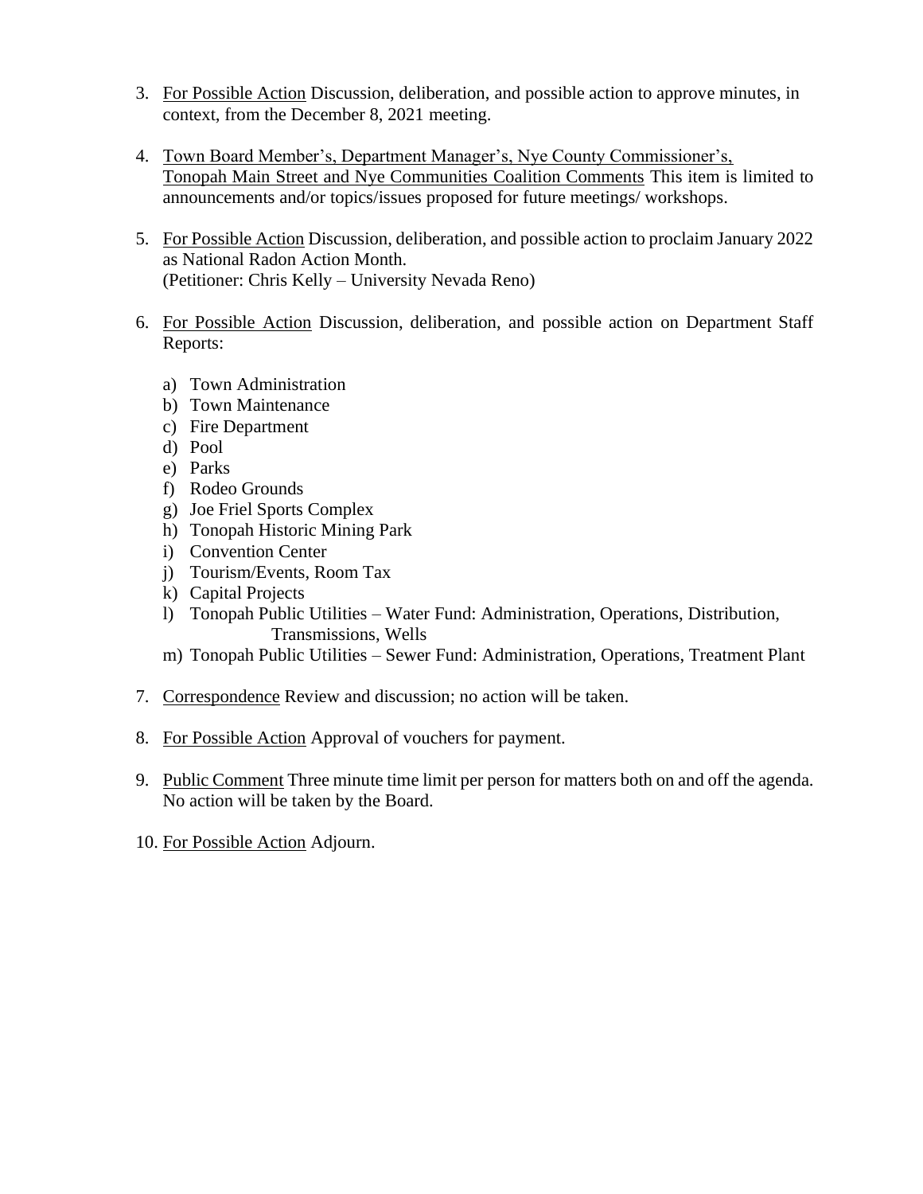3. For Possible Action Discussion, deliberation, and possible action to approve minutes, in context, from the December 8, 2021 meeting.

4. Town Board Member's, Department Manager's, Nye County Commissioner's, Tonopah Main Street and Nye Communities Coalition Comments This item is limited to announcements and/or topics/issues proposed for future meetings/ workshops.

5. For Possible Action Discussion, deliberation, and possible action to proclaim January 2022 as National Radon Action Month.
(Petitioner: Chris Kelly – University Nevada Reno)

6. For Possible Action Discussion, deliberation, and possible action on Department Staff Reports:

   a) Town Administration
   b) Town Maintenance
   c) Fire Department
   d) Pool
   e) Parks
   f) Rodeo Grounds
   g) Joe Friel Sports Complex
   h) Tonopah Historic Mining Park
   i) Convention Center
   j) Tourism/Events, Room Tax
   k) Capital Projects
   l) Tonopah Public Utilities – Water Fund: Administration, Operations, Distribution, Transmissions, Wells
   m) Tonopah Public Utilities – Sewer Fund: Administration, Operations, Treatment Plant

7. Correspondence Review and discussion; no action will be taken.

8. For Possible Action Approval of vouchers for payment.

9. Public Comment Three minute time limit per person for matters both on and off the agenda. No action will be taken by the Board.

10. For Possible Action Adjourn.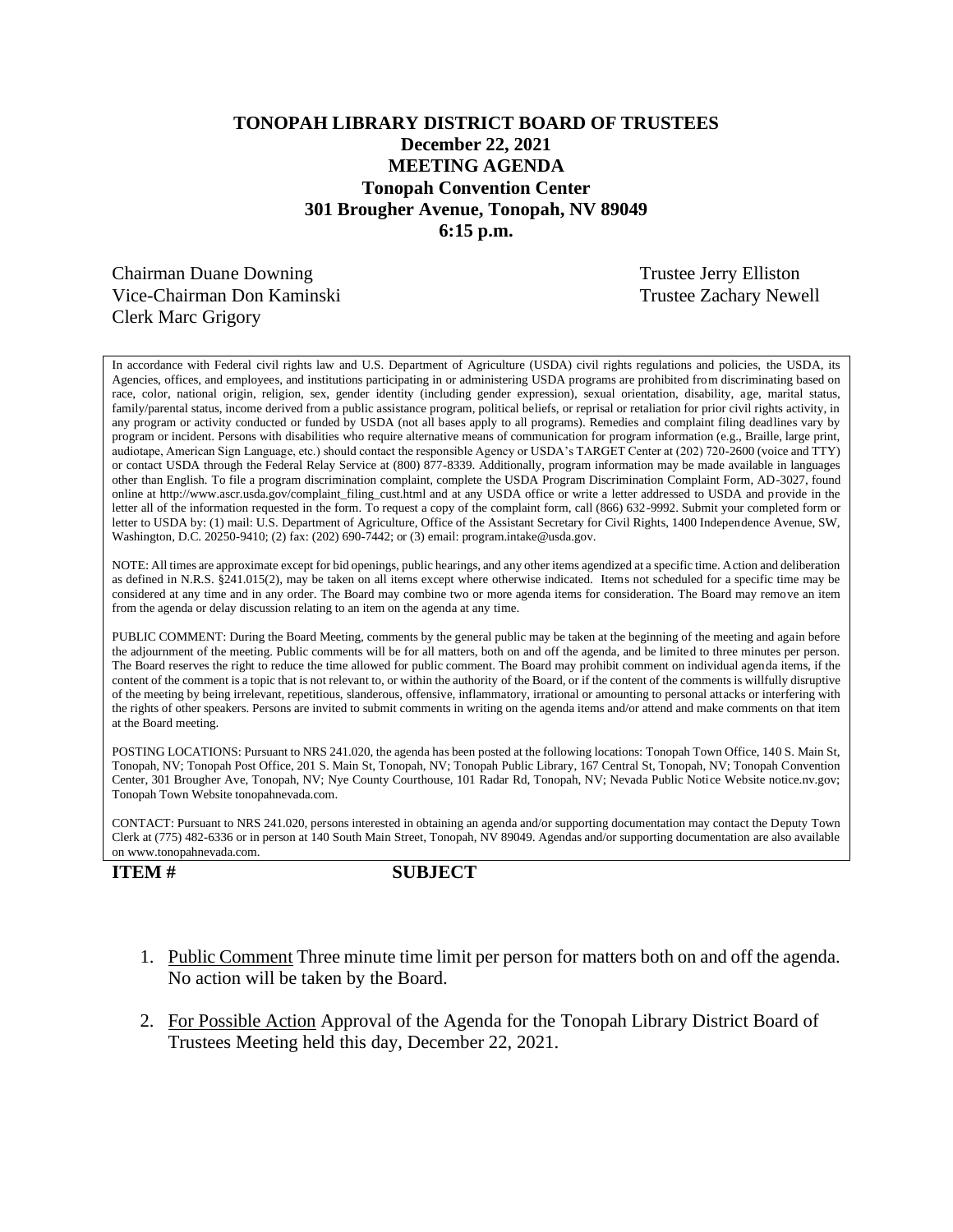**TONOPAH LIBRARY DISTRICT BOARD OF TRUSTEES**
**December 22, 2021**
**MEETING AGENDA**
**Tonopah Convention Center**
**301 Brougher Avenue, Tonopah, NV 89049**
**6:15 p.m.**

Chairman Duane Downing
Vice-Chairman Don Kaminski
Clerk Marc Grigory
Trustee Jerry Elliston
Trustee Zachary Newell

In accordance with Federal civil rights law and U.S. Department of Agriculture (USDA) civil rights regulations and policies, the USDA, its Agencies, offices, and employees, and institutions participating in or administering USDA programs are prohibited from discriminating based on race, color, national origin, religion, sex, gender identity (including gender expression), sexual orientation, disability, age, marital status, family/parental status, income derived from a public assistance program, political beliefs, or reprisal or retaliation for prior civil rights activity, in any program or activity conducted or funded by USDA (not all bases apply to all programs). Remedies and complaint filing deadlines vary by program or incident. Persons with disabilities who require alternative means of communication for program information (e.g., Braille, large print, audiotape, American Sign Language, etc.) should contact the responsible Agency or USDA's TARGET Center at (202) 720-2600 (voice and TTY) or contact USDA through the Federal Relay Service at (800) 877-8339. Additionally, program information may be made available in languages other than English. To file a program discrimination complaint, complete the USDA Program Discrimination Complaint Form, AD-3027, found online at http://www.ascr.usda.gov/complaint_filing_cust.html and at any USDA office or write a letter addressed to USDA and provide in the letter all of the information requested in the form. To request a copy of the complaint form, call (866) 632-9992. Submit your completed form or letter to USDA by: (1) mail: U.S. Department of Agriculture, Office of the Assistant Secretary for Civil Rights, 1400 Independence Avenue, SW, Washington, D.C. 20250-9410; (2) fax: (202) 690-7442; or (3) email: program.intake@usda.gov.

NOTE: All times are approximate except for bid openings, public hearings, and any other items agendized at a specific time. Action and deliberation as defined in N.R.S. §241.015(2), may be taken on all items except where otherwise indicated. Items not scheduled for a specific time may be considered at any time and in any order. The Board may combine two or more agenda items for consideration. The Board may remove an item from the agenda or delay discussion relating to an item on the agenda at any time.

PUBLIC COMMENT: During the Board Meeting, comments by the general public may be taken at the beginning of the meeting and again before the adjournment of the meeting. Public comments will be for all matters, both on and off the agenda, and be limited to three minutes per person. The Board reserves the right to reduce the time allowed for public comment. The Board may prohibit comment on individual agenda items, if the content of the comment is a topic that is not relevant to, or within the authority of the Board, or if the content of the comments is willfully disruptive of the meeting by being irrelevant, repetitious, slanderous, offensive, inflammatory, irrational or amounting to personal attacks or interfering with the rights of other speakers. Persons are invited to submit comments in writing on the agenda items and/or attend and make comments on that item at the Board meeting.

POSTING LOCATIONS: Pursuant to NRS 241.020, the agenda has been posted at the following locations: Tonopah Town Office, 140 S. Main St, Tonopah, NV; Tonopah Post Office, 201 S. Main St, Tonopah, NV; Tonopah Public Library, 167 Central St, Tonopah, NV; Tonopah Convention Center, 301 Brougher Ave, Tonopah, NV; Nye County Courthouse, 101 Radar Rd, Tonopah, NV; Nevada Public Notice Website notice.nv.gov; Tonopah Town Website tonopahnevada.com.

CONTACT: Pursuant to NRS 241.020, persons interested in obtaining an agenda and/or supporting documentation may contact the Deputy Town Clerk at (775) 482-6336 or in person at 140 South Main Street, Tonopah, NV 89049. Agendas and/or supporting documentation are also available on www.tonopahnevada.com.

**ITEM #** **SUBJECT**

1. Public Comment Three minute time limit per person for matters both on and off the agenda. No action will be taken by the Board.

2. For Possible Action Approval of the Agenda for the Tonopah Library District Board of Trustees Meeting held this day, December 22, 2021.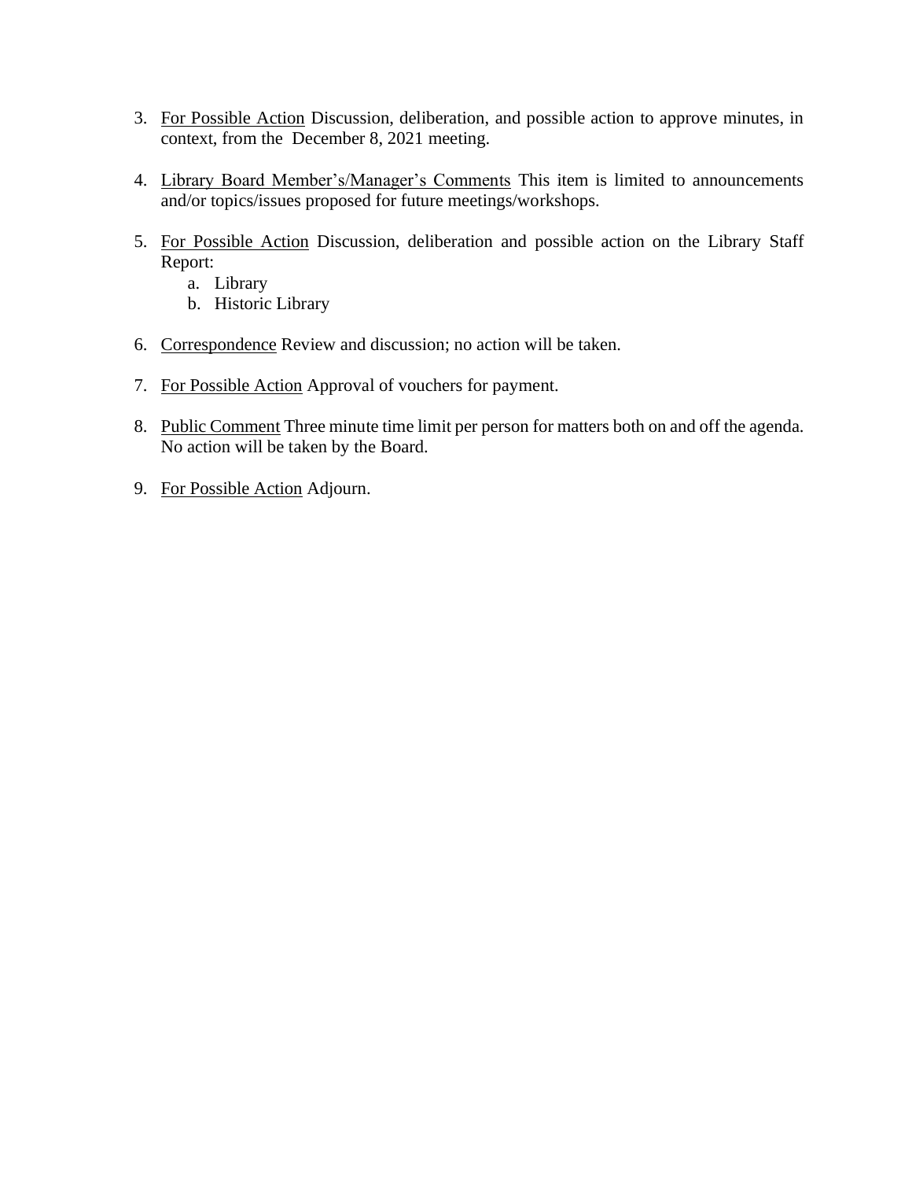3. For Possible Action Discussion, deliberation, and possible action to approve minutes, in context, from the December 8, 2021 meeting.

4. Library Board Member's/Manager's Comments This item is limited to announcements and/or topics/issues proposed for future meetings/workshops.

5. For Possible Action Discussion, deliberation and possible action on the Library Staff Report:
   a. Library
   b. Historic Library

6. Correspondence Review and discussion; no action will be taken.

7. For Possible Action Approval of vouchers for payment.

8. Public Comment Three minute time limit per person for matters both on and off the agenda. No action will be taken by the Board.

9. For Possible Action Adjourn.